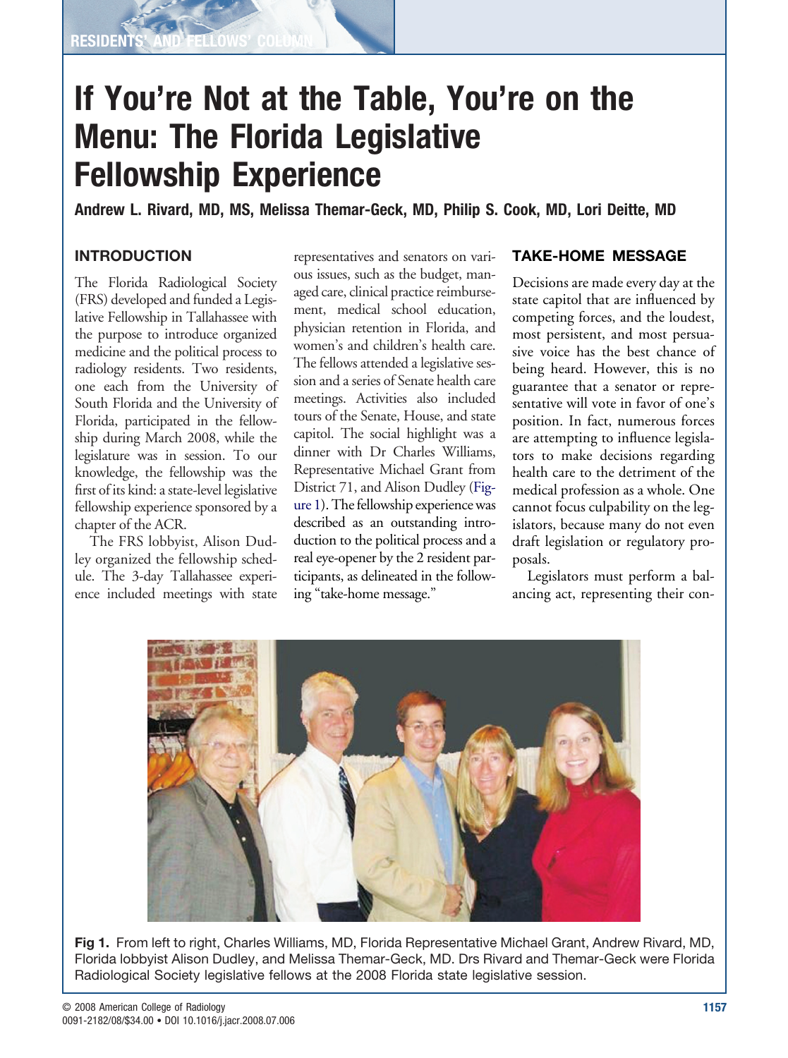# If You're Not at the Table, You're on the Menu: The Florida Legislative Fellowship Experience

**Andrew L. Rivard, MD, MS, Melissa Themar-Geck, MD, Philip S. Cook, MD, Lori Deitte, MD**

## INTRODUCTION

The Florida Radiological Society (FRS) developed and funded a Legislative Fellowship in Tallahassee with the purpose to introduce organized medicine and the political process to radiology residents. Two residents, one each from the University of South Florida and the University of Florida, participated in the fellowship during March 2008, while the legislature was in session. To our knowledge, the fellowship was the first of its kind: a state-level legislative fellowship experience sponsored by a chapter of the ACR.

The FRS lobbyist, Alison Dudley organized the fellowship schedule. The 3-day Tallahassee experience included meetings with state representatives and senators on various issues, such as the budget, managed care, clinical practice reimbursement, medical school education, physician retention in Florida, and women's and children's health care. The fellows attended a legislative session and a series of Senate health care meetings. Activities also included tours of the Senate, House, and state capitol. The social highlight was a dinner with Dr Charles Williams, Representative Michael Grant from District 71, and Alison Dudley (Figure 1). The fellowship experience was described as an outstanding introduction to the political process and a real eye-opener by the 2 resident participants, as delineated in the following "take-home message."

## TAKE-HOME MESSAGE

Decisions are made every day at the state capitol that are influenced by competing forces, and the loudest, most persistent, and most persuasive voice has the best chance of being heard. However, this is no guarantee that a senator or representative will vote in favor of one's position. In fact, numerous forces are attempting to influence legislators to make decisions regarding health care to the detriment of the medical profession as a whole. One cannot focus culpability on the legislators, because many do not even draft legislation or regulatory proposals.

Legislators must perform a balancing act, representing their con-

**Fig 1.** From left to right, Charles Williams, MD, Florida Representative Michael Grant, Andrew Rivard, MD, Florida lobbyist Alison Dudley, and Melissa Themar-Geck, MD. Drs Rivard and Themar-Geck were Florida Radiological Society legislative fellows at the 2008 Florida state legislative session.

© 2008 American College of Radiology
0091-2182/08/$34.00 • DOI 10.1016/j.jacr.2008.07.006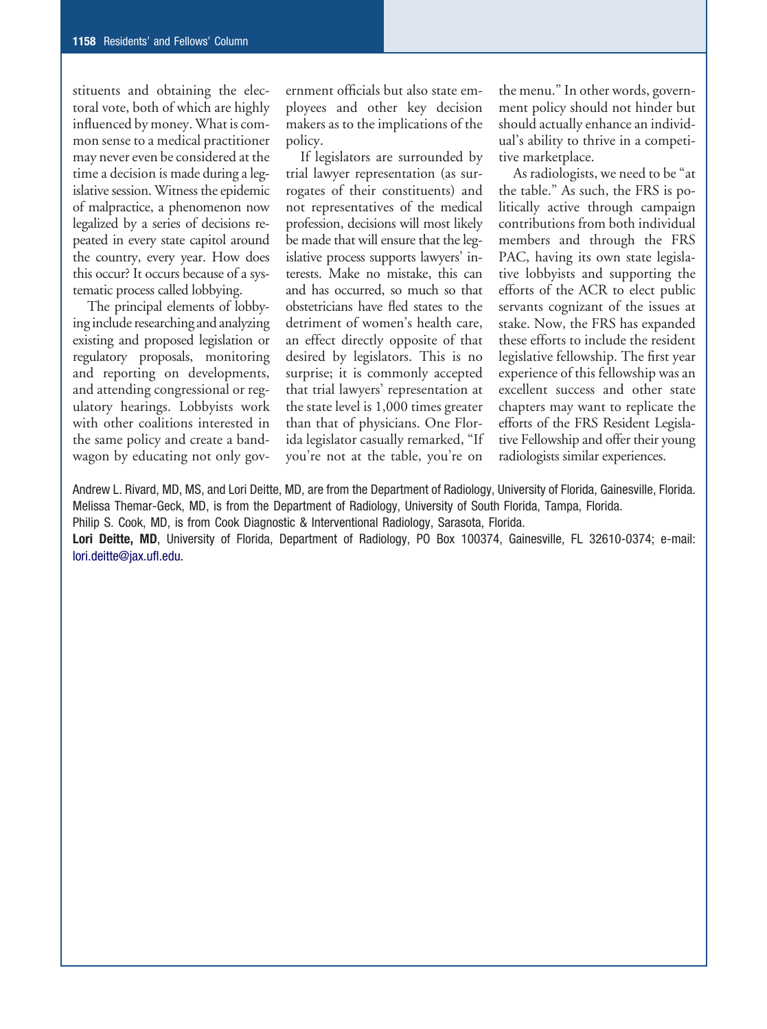stituents and obtaining the electoral vote, both of which are highly influenced by money. What is common sense to a medical practitioner may never even be considered at the time a decision is made during a legislative session. Witness the epidemic of malpractice, a phenomenon now legalized by a series of decisions repeated in every state capitol around the country, every year. How does this occur? It occurs because of a systematic process called lobbying.

The principal elements of lobbying include researching and analyzing existing and proposed legislation or regulatory proposals, monitoring and reporting on developments, and attending congressional or regulatory hearings. Lobbyists work with other coalitions interested in the same policy and create a bandwagon by educating not only government officials but also state employees and other key decision makers as to the implications of the policy.

If legislators are surrounded by trial lawyer representation (as surrogates of their constituents) and not representatives of the medical profession, decisions will most likely be made that will ensure that the legislative process supports lawyers' interests. Make no mistake, this can and has occurred, so much so that obstetricians have fled states to the detriment of women's health care, an effect directly opposite of that desired by legislators. This is no surprise; it is commonly accepted that trial lawyers' representation at the state level is 1,000 times greater than that of physicians. One Florida legislator casually remarked, "If you're not at the table, you're on the menu." In other words, government policy should not hinder but should actually enhance an individual's ability to thrive in a competitive marketplace.

As radiologists, we need to be "at the table." As such, the FRS is politically active through campaign contributions from both individual members and through the FRS PAC, having its own state legislative lobbyists and supporting the efforts of the ACR to elect public servants cognizant of the issues at stake. Now, the FRS has expanded these efforts to include the resident legislative fellowship. The first year experience of this fellowship was an excellent success and other state chapters may want to replicate the efforts of the FRS Resident Legislative Fellowship and offer their young radiologists similar experiences.

Andrew L. Rivard, MD, MS, and Lori Deitte, MD, are from the Department of Radiology, University of Florida, Gainesville, Florida.
Melissa Themar-Geck, MD, is from the Department of Radiology, University of South Florida, Tampa, Florida.
Philip S. Cook, MD, is from Cook Diagnostic & Interventional Radiology, Sarasota, Florida.

**Lori Deitte, MD**, University of Florida, Department of Radiology, PO Box 100374, Gainesville, FL 32610-0374; e-mail: lori.deitte@jax.ufl.edu.